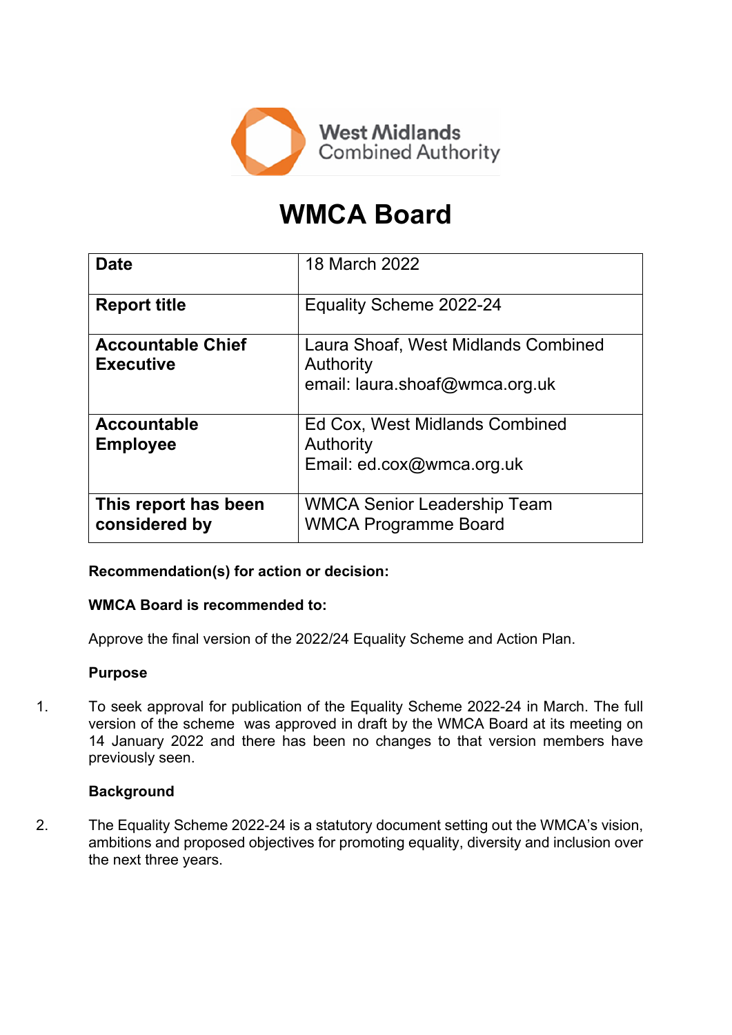West Midlands Combined Authority

# WMCA Board

| Date | 18 March 2022 |
|---|---|
| **Report title** | Equality Scheme 2022-24 |
| **Accountable Chief Executive** | Laura Shoaf, West Midlands Combined Authority<br>email: laura.shoaf@wmca.org.uk |
| **Accountable Employee** | Ed Cox, West Midlands Combined Authority<br>Email: ed.cox@wmca.org.uk |
| **This report has been considered by** | WMCA Senior Leadership Team<br>WMCA Programme Board |

**Recommendation(s) for action or decision:**

**WMCA Board is recommended to:**

Approve the final version of the 2022/24 Equality Scheme and Action Plan.

**Purpose**

1. To seek approval for publication of the Equality Scheme 2022-24 in March. The full version of the scheme was approved in draft by the WMCA Board at its meeting on 14 January 2022 and there has been no changes to that version members have previously seen.

**Background**

2. The Equality Scheme 2022-24 is a statutory document setting out the WMCA's vision, ambitions and proposed objectives for promoting equality, diversity and inclusion over the next three years.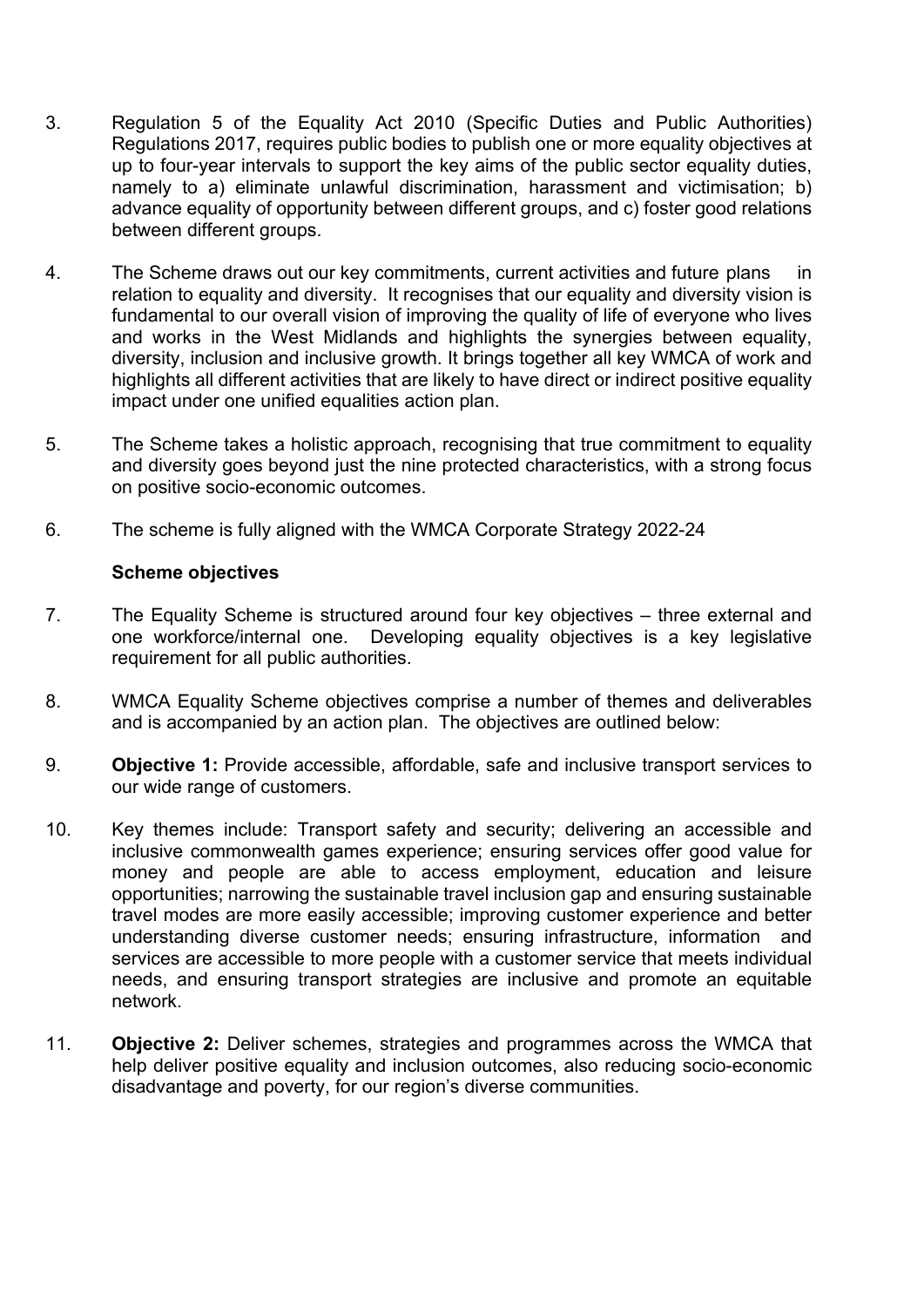3. Regulation 5 of the Equality Act 2010 (Specific Duties and Public Authorities) Regulations 2017, requires public bodies to publish one or more equality objectives at up to four-year intervals to support the key aims of the public sector equality duties, namely to a) eliminate unlawful discrimination, harassment and victimisation; b) advance equality of opportunity between different groups, and c) foster good relations between different groups.

4. The Scheme draws out our key commitments, current activities and future plans in relation to equality and diversity. It recognises that our equality and diversity vision is fundamental to our overall vision of improving the quality of life of everyone who lives and works in the West Midlands and highlights the synergies between equality, diversity, inclusion and inclusive growth. It brings together all key WMCA of work and highlights all different activities that are likely to have direct or indirect positive equality impact under one unified equalities action plan.

5. The Scheme takes a holistic approach, recognising that true commitment to equality and diversity goes beyond just the nine protected characteristics, with a strong focus on positive socio-economic outcomes.

6. The scheme is fully aligned with the WMCA Corporate Strategy 2022-24

**Scheme objectives**

7. The Equality Scheme is structured around four key objectives – three external and one workforce/internal one. Developing equality objectives is a key legislative requirement for all public authorities.

8. WMCA Equality Scheme objectives comprise a number of themes and deliverables and is accompanied by an action plan. The objectives are outlined below:

9. **Objective 1:** Provide accessible, affordable, safe and inclusive transport services to our wide range of customers.

10. Key themes include: Transport safety and security; delivering an accessible and inclusive commonwealth games experience; ensuring services offer good value for money and people are able to access employment, education and leisure opportunities; narrowing the sustainable travel inclusion gap and ensuring sustainable travel modes are more easily accessible; improving customer experience and better understanding diverse customer needs; ensuring infrastructure, information and services are accessible to more people with a customer service that meets individual needs, and ensuring transport strategies are inclusive and promote an equitable network.

11. **Objective 2:** Deliver schemes, strategies and programmes across the WMCA that help deliver positive equality and inclusion outcomes, also reducing socio-economic disadvantage and poverty, for our region's diverse communities.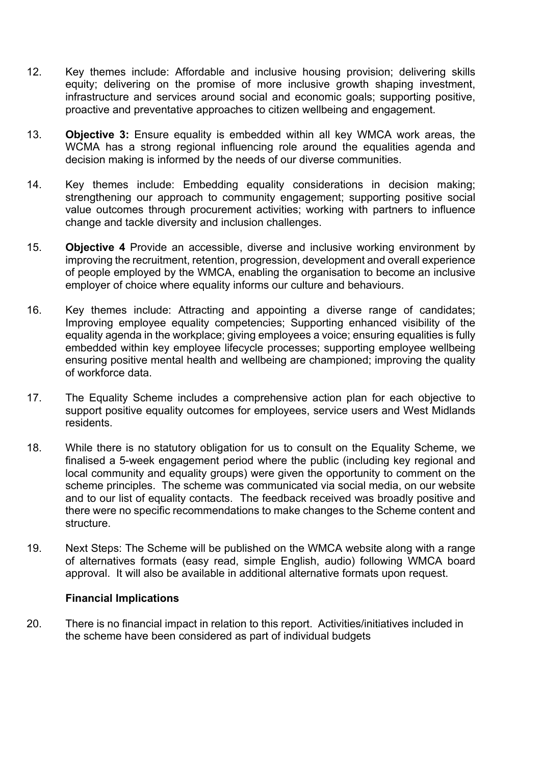12. Key themes include: Affordable and inclusive housing provision; delivering skills equity; delivering on the promise of more inclusive growth shaping investment, infrastructure and services around social and economic goals; supporting positive, proactive and preventative approaches to citizen wellbeing and engagement.

13. **Objective 3:** Ensure equality is embedded within all key WMCA work areas, the WCMA has a strong regional influencing role around the equalities agenda and decision making is informed by the needs of our diverse communities.

14. Key themes include: Embedding equality considerations in decision making; strengthening our approach to community engagement; supporting positive social value outcomes through procurement activities; working with partners to influence change and tackle diversity and inclusion challenges.

15. **Objective 4** Provide an accessible, diverse and inclusive working environment by improving the recruitment, retention, progression, development and overall experience of people employed by the WMCA, enabling the organisation to become an inclusive employer of choice where equality informs our culture and behaviours.

16. Key themes include: Attracting and appointing a diverse range of candidates; Improving employee equality competencies; Supporting enhanced visibility of the equality agenda in the workplace; giving employees a voice; ensuring equalities is fully embedded within key employee lifecycle processes; supporting employee wellbeing ensuring positive mental health and wellbeing are championed; improving the quality of workforce data.

17. The Equality Scheme includes a comprehensive action plan for each objective to support positive equality outcomes for employees, service users and West Midlands residents.

18. While there is no statutory obligation for us to consult on the Equality Scheme, we finalised a 5-week engagement period where the public (including key regional and local community and equality groups) were given the opportunity to comment on the scheme principles. The scheme was communicated via social media, on our website and to our list of equality contacts. The feedback received was broadly positive and there were no specific recommendations to make changes to the Scheme content and structure.

19. Next Steps: The Scheme will be published on the WMCA website along with a range of alternatives formats (easy read, simple English, audio) following WMCA board approval. It will also be available in additional alternative formats upon request.

**Financial Implications**

20. There is no financial impact in relation to this report. Activities/initiatives included in the scheme have been considered as part of individual budgets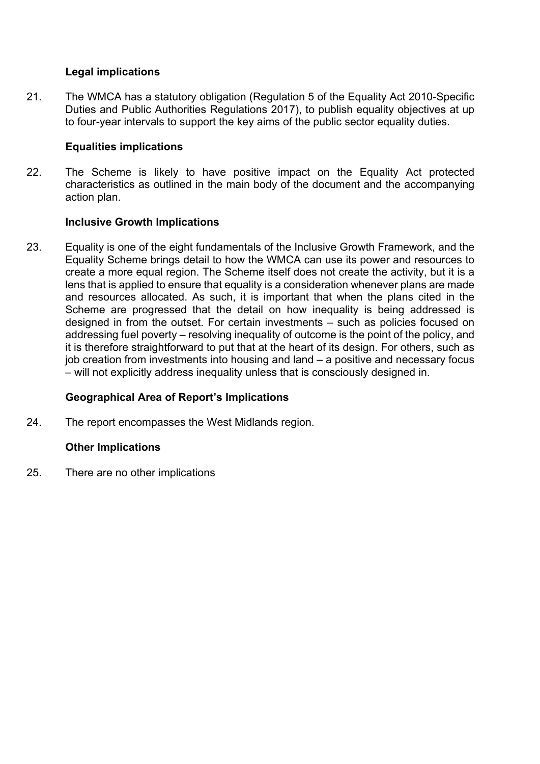**Legal implications**

21. The WMCA has a statutory obligation (Regulation 5 of the Equality Act 2010-Specific Duties and Public Authorities Regulations 2017), to publish equality objectives at up to four-year intervals to support the key aims of the public sector equality duties.

**Equalities implications**

22. The Scheme is likely to have positive impact on the Equality Act protected characteristics as outlined in the main body of the document and the accompanying action plan.

**Inclusive Growth Implications**

23. Equality is one of the eight fundamentals of the Inclusive Growth Framework, and the Equality Scheme brings detail to how the WMCA can use its power and resources to create a more equal region. The Scheme itself does not create the activity, but it is a lens that is applied to ensure that equality is a consideration whenever plans are made and resources allocated. As such, it is important that when the plans cited in the Scheme are progressed that the detail on how inequality is being addressed is designed in from the outset. For certain investments – such as policies focused on addressing fuel poverty – resolving inequality of outcome is the point of the policy, and it is therefore straightforward to put that at the heart of its design. For others, such as job creation from investments into housing and land – a positive and necessary focus – will not explicitly address inequality unless that is consciously designed in.

**Geographical Area of Report's Implications**

24. The report encompasses the West Midlands region.

**Other Implications**

25. There are no other implications